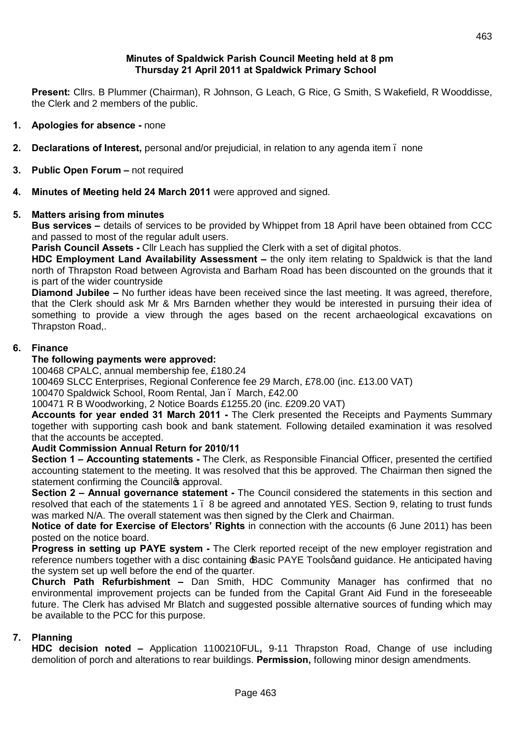**Minutes of Spaldwick Parish Council Meeting held at 8 pm**
**Thursday 21 April 2011 at Spaldwick Primary School**

**Present:** Cllrs. B Plummer (Chairman), R Johnson, G Leach, G Rice, G Smith, S Wakefield, R Wooddisse, the Clerk and 2 members of the public.

1. **Apologies for absence -** none

2. **Declarations of Interest,** personal and/or prejudicial, in relation to any agenda item – none

3. **Public Open Forum –** not required

4. **Minutes of Meeting held 24 March 2011** were approved and signed.

5. **Matters arising from minutes**

   **Bus services –** details of services to be provided by Whippet from 18 April have been obtained from CCC and passed to most of the regular adult users.

   **Parish Council Assets -** Cllr Leach has supplied the Clerk with a set of digital photos.

   **HDC Employment Land Availability Assessment –** the only item relating to Spaldwick is that the land north of Thrapston Road between Agrovista and Barham Road has been discounted on the grounds that it is part of the wider countryside

   **Diamond Jubilee –** No further ideas have been received since the last meeting. It was agreed, therefore, that the Clerk should ask Mr & Mrs Barnden whether they would be interested in pursuing their idea of something to provide a view through the ages based on the recent archaeological excavations on Thrapston Road,.

6. **Finance**

   **The following payments were approved:**

   100468 CPALC, annual membership fee, £180.24

   100469 SLCC Enterprises, Regional Conference fee 29 March, £78.00 (inc. £13.00 VAT)

   100470 Spaldwick School, Room Rental, Jan – March, £42.00

   100471 R B Woodworking, 2 Notice Boards £1255.20 (inc. £209.20 VAT)

   **Accounts for year ended 31 March 2011 -** The Clerk presented the Receipts and Payments Summary together with supporting cash book and bank statement. Following detailed examination it was resolved that the accounts be accepted.

   **Audit Commission Annual Return for 2010/11**

   **Section 1 – Accounting statements -** The Clerk, as Responsible Financial Officer, presented the certified accounting statement to the meeting. It was resolved that this be approved. The Chairman then signed the statement confirming the Council's approval.

   **Section 2 – Annual governance statement -** The Council considered the statements in this section and resolved that each of the statements 1 – 8 be agreed and annotated YES. Section 9, relating to trust funds was marked N/A. The overall statement was then signed by the Clerk and Chairman.

   **Notice of date for Exercise of Electors' Rights** in connection with the accounts (6 June 2011) has been posted on the notice board.

   **Progress in setting up PAYE system -** The Clerk reported receipt of the new employer registration and reference numbers together with a disc containing 'Basic PAYE Tools' and guidance. He anticipated having the system set up well before the end of the quarter.

   **Church Path Refurbishment –** Dan Smith, HDC Community Manager has confirmed that no environmental improvement projects can be funded from the Capital Grant Aid Fund in the foreseeable future. The Clerk has advised Mr Blatch and suggested possible alternative sources of funding which may be available to the PCC for this purpose.

7. **Planning**

   **HDC decision noted –** Application 1100210FUL**,** 9-11 Thrapston Road, Change of use including demolition of porch and alterations to rear buildings. **Permission,** following minor design amendments.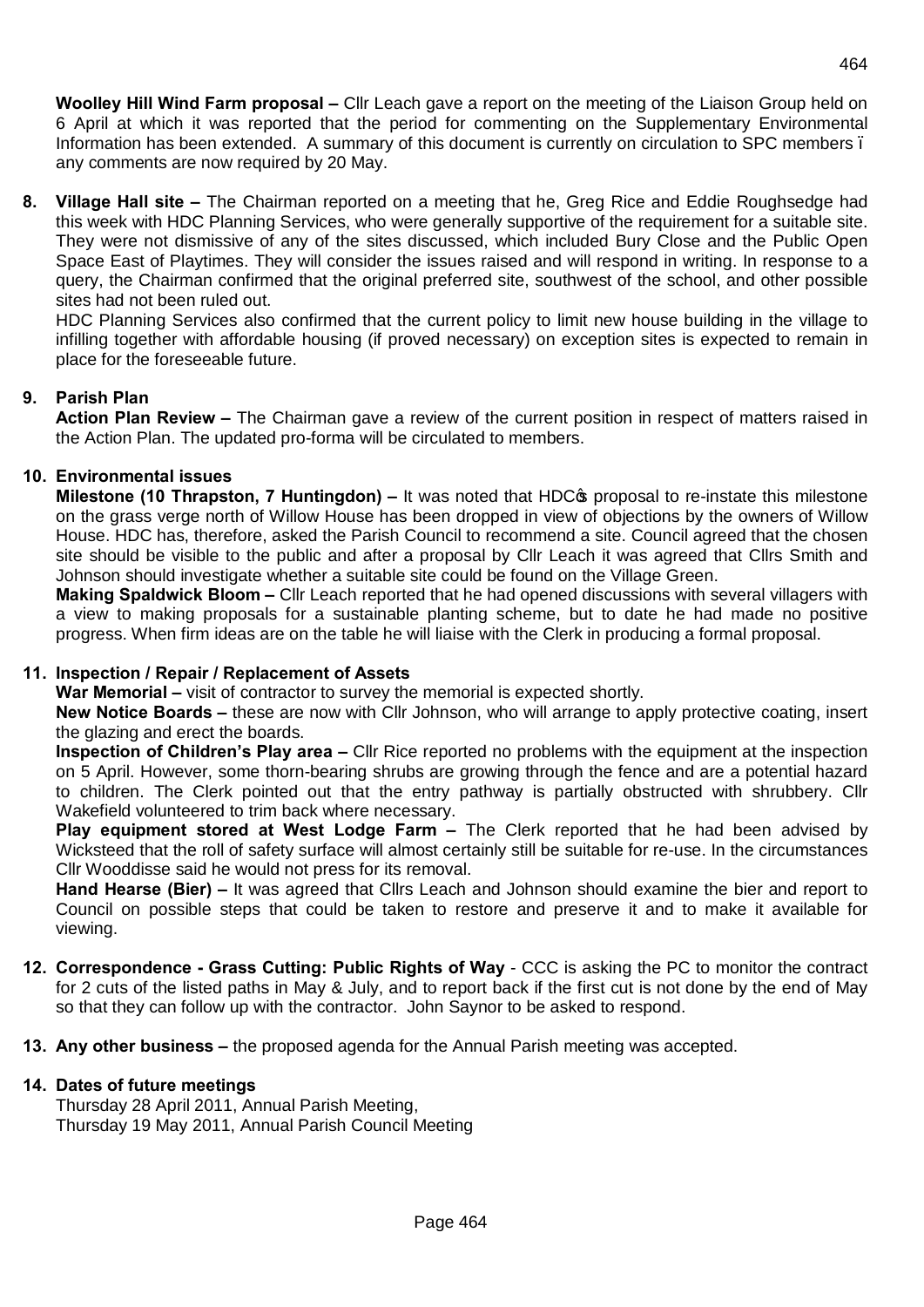**Woolley Hill Wind Farm proposal –** Cllr Leach gave a report on the meeting of the Liaison Group held on 6 April at which it was reported that the period for commenting on the Supplementary Environmental Information has been extended. A summary of this document is currently on circulation to SPC members – any comments are now required by 20 May.

**8. Village Hall site –** The Chairman reported on a meeting that he, Greg Rice and Eddie Roughsedge had this week with HDC Planning Services, who were generally supportive of the requirement for a suitable site. They were not dismissive of any of the sites discussed, which included Bury Close and the Public Open Space East of Playtimes. They will consider the issues raised and will respond in writing. In response to a query, the Chairman confirmed that the original preferred site, southwest of the school, and other possible sites had not been ruled out.
HDC Planning Services also confirmed that the current policy to limit new house building in the village to infilling together with affordable housing (if proved necessary) on exception sites is expected to remain in place for the foreseeable future.

**9. Parish Plan**
**Action Plan Review –** The Chairman gave a review of the current position in respect of matters raised in the Action Plan. The updated pro-forma will be circulated to members.

**10. Environmental issues**
**Milestone (10 Thrapston, 7 Huntingdon) –** It was noted that HDC's proposal to re-instate this milestone on the grass verge north of Willow House has been dropped in view of objections by the owners of Willow House. HDC has, therefore, asked the Parish Council to recommend a site. Council agreed that the chosen site should be visible to the public and after a proposal by Cllr Leach it was agreed that Cllrs Smith and Johnson should investigate whether a suitable site could be found on the Village Green.
**Making Spaldwick Bloom –** Cllr Leach reported that he had opened discussions with several villagers with a view to making proposals for a sustainable planting scheme, but to date he had made no positive progress. When firm ideas are on the table he will liaise with the Clerk in producing a formal proposal.

**11. Inspection / Repair / Replacement of Assets**
**War Memorial –** visit of contractor to survey the memorial is expected shortly.
**New Notice Boards –** these are now with Cllr Johnson, who will arrange to apply protective coating, insert the glazing and erect the boards.
**Inspection of Children's Play area –** Cllr Rice reported no problems with the equipment at the inspection on 5 April. However, some thorn-bearing shrubs are growing through the fence and are a potential hazard to children. The Clerk pointed out that the entry pathway is partially obstructed with shrubbery. Cllr Wakefield volunteered to trim back where necessary.
**Play equipment stored at West Lodge Farm –** The Clerk reported that he had been advised by Wicksteed that the roll of safety surface will almost certainly still be suitable for re-use. In the circumstances Cllr Wooddisse said he would not press for its removal.
**Hand Hearse (Bier) –** It was agreed that Cllrs Leach and Johnson should examine the bier and report to Council on possible steps that could be taken to restore and preserve it and to make it available for viewing.

**12. Correspondence - Grass Cutting: Public Rights of Way** - CCC is asking the PC to monitor the contract for 2 cuts of the listed paths in May & July, and to report back if the first cut is not done by the end of May so that they can follow up with the contractor. John Saynor to be asked to respond.

**13. Any other business –** the proposed agenda for the Annual Parish meeting was accepted.

**14. Dates of future meetings**
Thursday 28 April 2011, Annual Parish Meeting,
Thursday 19 May 2011, Annual Parish Council Meeting